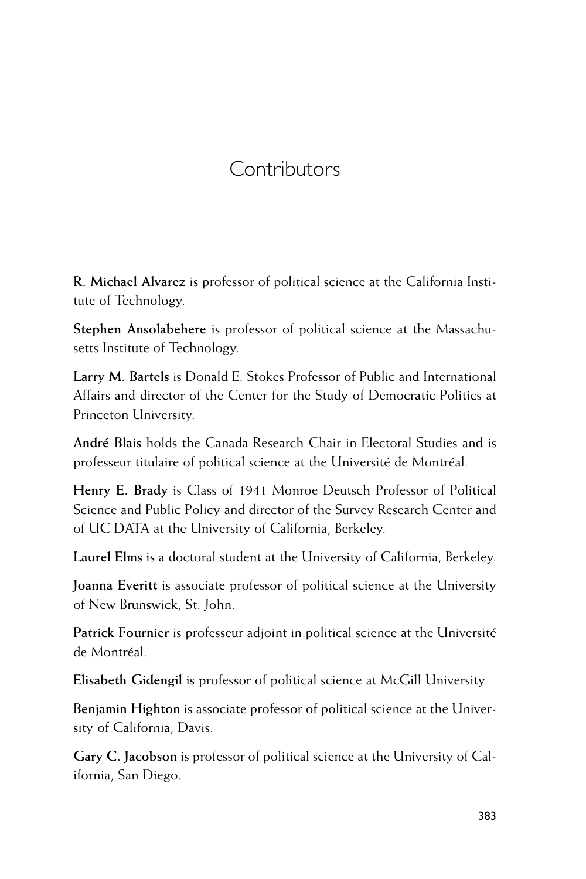# Contributors

**R. Michael Alvarez** is professor of political science at the California Institute of Technology.

**Stephen Ansolabehere** is professor of political science at the Massachusetts Institute of Technology.

**Larry M. Bartels** is Donald E. Stokes Professor of Public and International Affairs and director of the Center for the Study of Democratic Politics at Princeton University.

**André Blais** holds the Canada Research Chair in Electoral Studies and is professeur titulaire of political science at the Université de Montréal.

**Henry E. Brady** is Class of 1941 Monroe Deutsch Professor of Political Science and Public Policy and director of the Survey Research Center and of UC DATA at the University of California, Berkeley.

**Laurel Elms** is a doctoral student at the University of California, Berkeley.

**Joanna Everitt** is associate professor of political science at the University of New Brunswick, St. John.

**Patrick Fournier** is professeur adjoint in political science at the Université de Montréal.

**Elisabeth Gidengil** is professor of political science at McGill University.

**Benjamin Highton** is associate professor of political science at the University of California, Davis.

**Gary C. Jacobson** is professor of political science at the University of California, San Diego.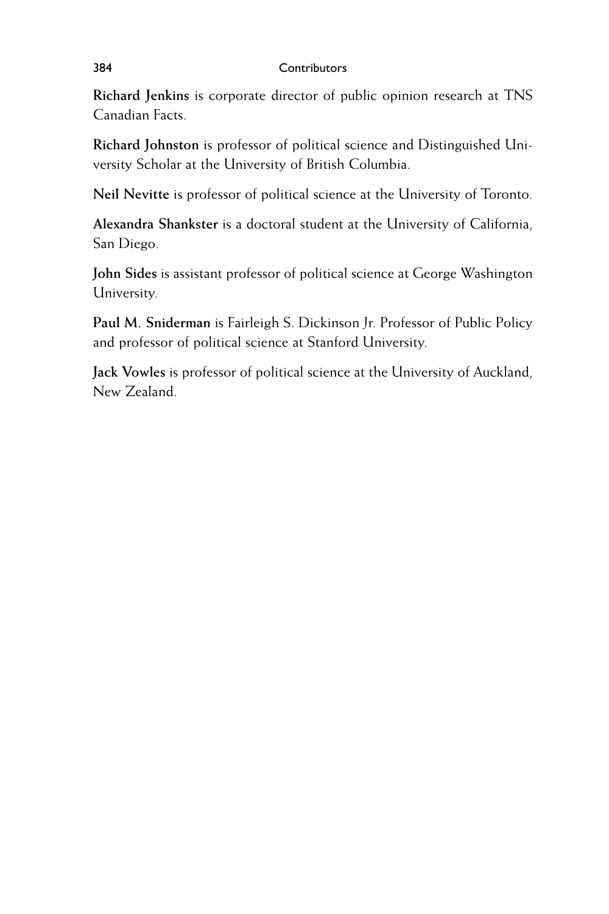**Richard Jenkins** is corporate director of public opinion research at TNS Canadian Facts.

**Richard Johnston** is professor of political science and Distinguished University Scholar at the University of British Columbia.

**Neil Nevitte** is professor of political science at the University of Toronto.

**Alexandra Shankster** is a doctoral student at the University of California, San Diego.

**John Sides** is assistant professor of political science at George Washington University.

**Paul M. Sniderman** is Fairleigh S. Dickinson Jr. Professor of Public Policy and professor of political science at Stanford University.

**Jack Vowles** is professor of political science at the University of Auckland, New Zealand.